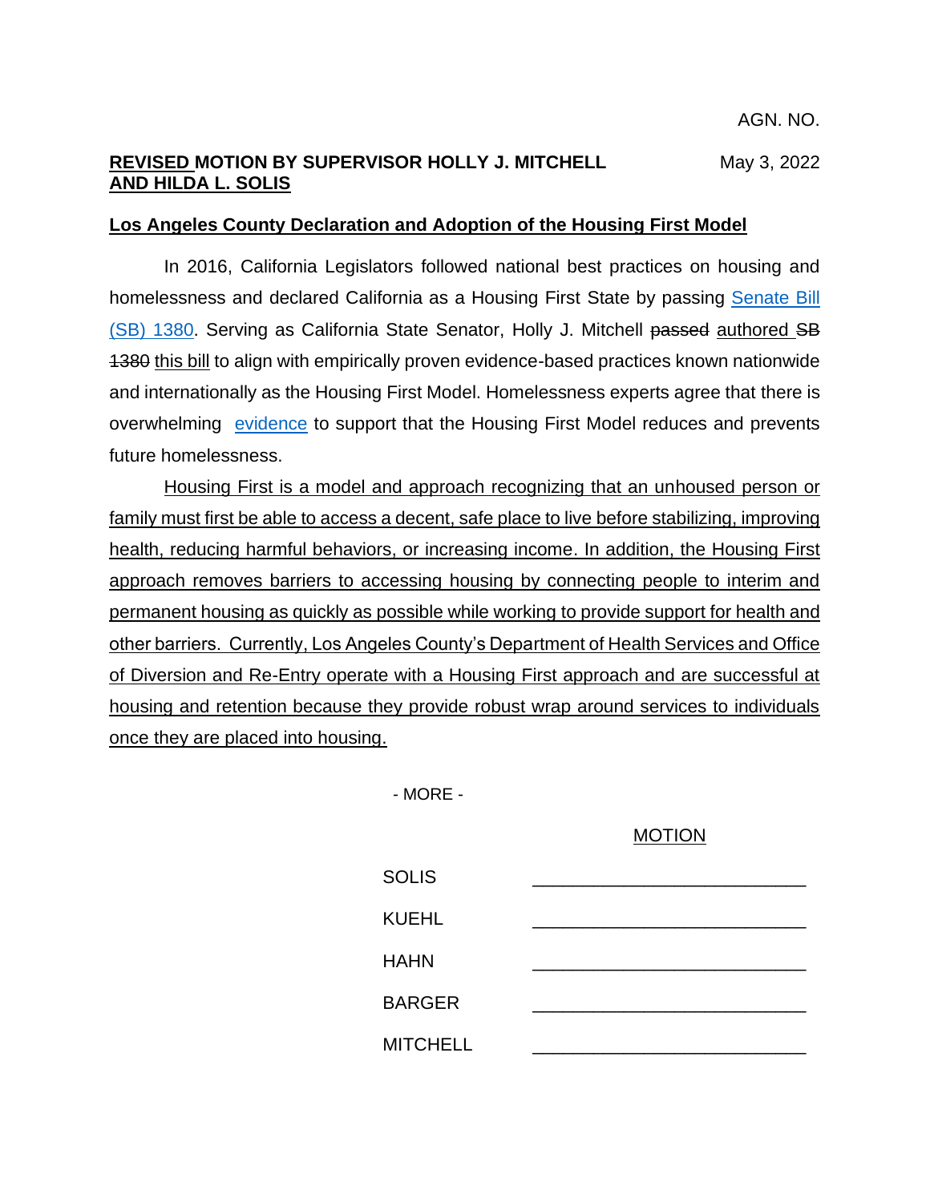AGN. NO.

**REVISED MOTION BY SUPERVISOR HOLLY J. MITCHELL AND HILDA L. SOLIS** May 3, 2022

**Los Angeles County Declaration and Adoption of the Housing First Model**

In 2016, California Legislators followed national best practices on housing and homelessness and declared California as a Housing First State by passing Senate Bill (SB) 1380. Serving as California State Senator, Holly J. Mitchell ~~passed~~ authored ~~SB 1380~~ this bill to align with empirically proven evidence-based practices known nationwide and internationally as the Housing First Model. Homelessness experts agree that there is overwhelming evidence to support that the Housing First Model reduces and prevents future homelessness.

Housing First is a model and approach recognizing that an unhoused person or family must first be able to access a decent, safe place to live before stabilizing, improving health, reducing harmful behaviors, or increasing income. In addition, the Housing First approach removes barriers to accessing housing by connecting people to interim and permanent housing as quickly as possible while working to provide support for health and other barriers. Currently, Los Angeles County's Department of Health Services and Office of Diversion and Re-Entry operate with a Housing First approach and are successful at housing and retention because they provide robust wrap around services to individuals once they are placed into housing.

- MORE -

| | MOTION |
|---|---|
| SOLIS | \_\_\_\_\_\_\_\_\_\_\_\_\_\_\_\_\_\_\_\_\_\_\_\_\_\_ |
| KUEHL | \_\_\_\_\_\_\_\_\_\_\_\_\_\_\_\_\_\_\_\_\_\_\_\_\_\_ |
| HAHN | \_\_\_\_\_\_\_\_\_\_\_\_\_\_\_\_\_\_\_\_\_\_\_\_\_\_ |
| BARGER | \_\_\_\_\_\_\_\_\_\_\_\_\_\_\_\_\_\_\_\_\_\_\_\_\_\_ |
| MITCHELL | \_\_\_\_\_\_\_\_\_\_\_\_\_\_\_\_\_\_\_\_\_\_\_\_\_\_ |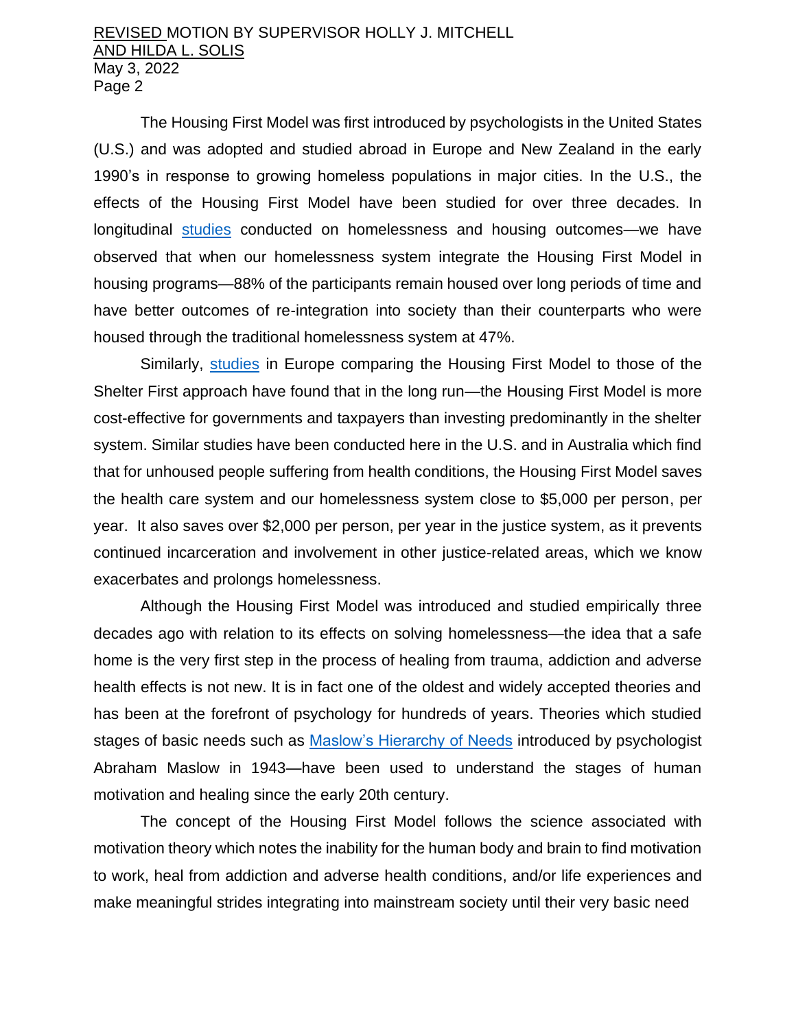The Housing First Model was first introduced by psychologists in the United States (U.S.) and was adopted and studied abroad in Europe and New Zealand in the early 1990's in response to growing homeless populations in major cities. In the U.S., the effects of the Housing First Model have been studied for over three decades. In longitudinal studies conducted on homelessness and housing outcomes—we have observed that when our homelessness system integrate the Housing First Model in housing programs—88% of the participants remain housed over long periods of time and have better outcomes of re-integration into society than their counterparts who were housed through the traditional homelessness system at 47%.

Similarly, studies in Europe comparing the Housing First Model to those of the Shelter First approach have found that in the long run—the Housing First Model is more cost-effective for governments and taxpayers than investing predominantly in the shelter system. Similar studies have been conducted here in the U.S. and in Australia which find that for unhoused people suffering from health conditions, the Housing First Model saves the health care system and our homelessness system close to $5,000 per person, per year. It also saves over $2,000 per person, per year in the justice system, as it prevents continued incarceration and involvement in other justice-related areas, which we know exacerbates and prolongs homelessness.

Although the Housing First Model was introduced and studied empirically three decades ago with relation to its effects on solving homelessness—the idea that a safe home is the very first step in the process of healing from trauma, addiction and adverse health effects is not new. It is in fact one of the oldest and widely accepted theories and has been at the forefront of psychology for hundreds of years. Theories which studied stages of basic needs such as Maslow's Hierarchy of Needs introduced by psychologist Abraham Maslow in 1943—have been used to understand the stages of human motivation and healing since the early 20th century.

The concept of the Housing First Model follows the science associated with motivation theory which notes the inability for the human body and brain to find motivation to work, heal from addiction and adverse health conditions, and/or life experiences and make meaningful strides integrating into mainstream society until their very basic need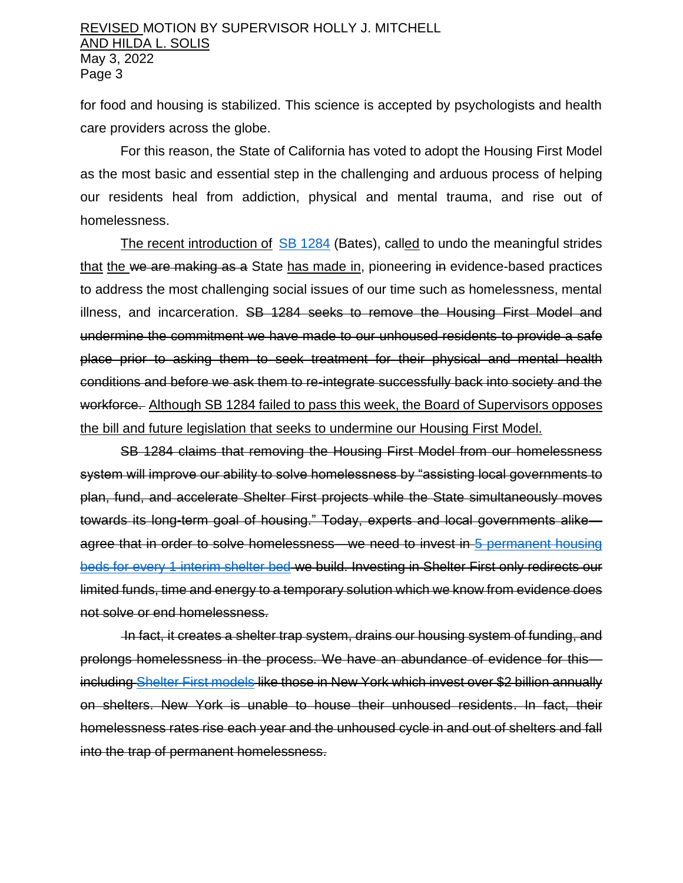for food and housing is stabilized. This science is accepted by psychologists and health care providers across the globe.

For this reason, the State of California has voted to adopt the Housing First Model as the most basic and essential step in the challenging and arduous process of helping our residents heal from addiction, physical and mental trauma, and rise out of homelessness.

<u>The recent introduction of</u> <u>SB 1284</u> (Bates), call<u>ed</u> to undo the meaningful strides <u>that</u> <u>the</u> ~~we are making as a~~ State <u>has made in</u>, pioneering ~~in~~ evidence-based practices to address the most challenging social issues of our time such as homelessness, mental illness, and incarceration. ~~SB 1284 seeks to remove the Housing First Model and undermine the commitment we have made to our unhoused residents to provide a safe place prior to asking them to seek treatment for their physical and mental health conditions and before we ask them to re-integrate successfully back into society and the workforce.~~ <u>Although SB 1284 failed to pass this week, the Board of Supervisors opposes the bill and future legislation that seeks to undermine our Housing First Model.</u>

~~SB 1284 claims that removing the Housing First Model from our homelessness system will improve our ability to solve homelessness by "assisting local governments to plan, fund, and accelerate Shelter First projects while the State simultaneously moves towards its long-term goal of housing." Today, experts and local governments alike—agree that in order to solve homelessness—we need to invest in 5 permanent housing beds for every 1 interim shelter bed we build. Investing in Shelter First only redirects our limited funds, time and energy to a temporary solution which we know from evidence does not solve or end homelessness.~~

~~In fact, it creates a shelter trap system, drains our housing system of funding, and prolongs homelessness in the process. We have an abundance of evidence for this—including Shelter First models like those in New York which invest over $2 billion annually on shelters. New York is unable to house their unhoused residents. In fact, their homelessness rates rise each year and the unhoused cycle in and out of shelters and fall into the trap of permanent homelessness.~~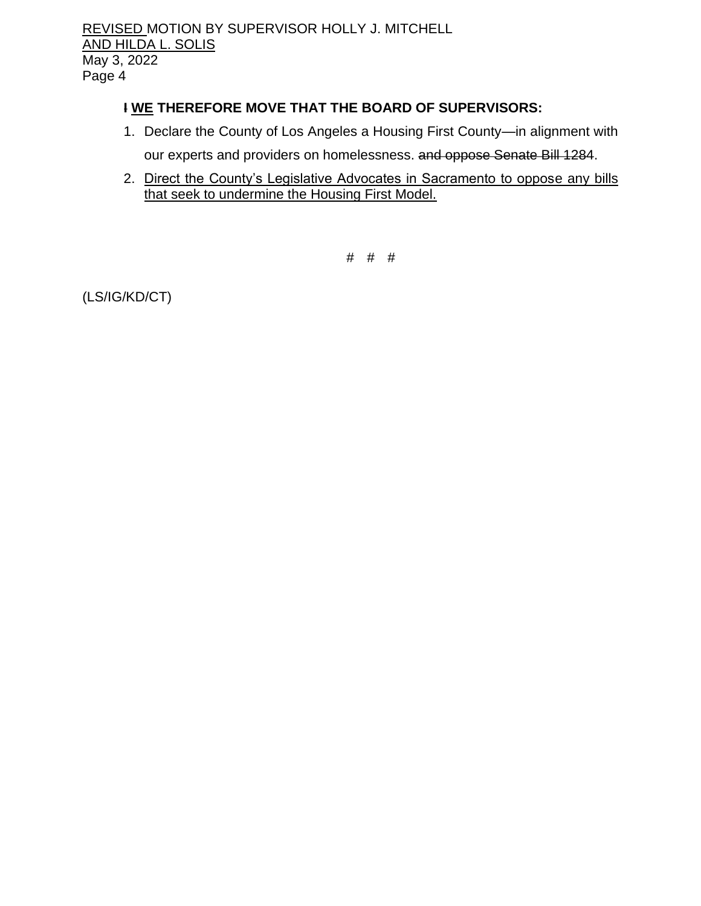**~~I~~ <u>WE</u> THEREFORE MOVE THAT THE BOARD OF SUPERVISORS:**

1. Declare the County of Los Angeles a Housing First County—in alignment with our experts and providers on homelessness. ~~and oppose Senate Bill 1284~~.
2. <u>Direct the County's Legislative Advocates in Sacramento to oppose any bills that seek to undermine the Housing First Model.</u>

# # #

(LS/IG/KD/CT)